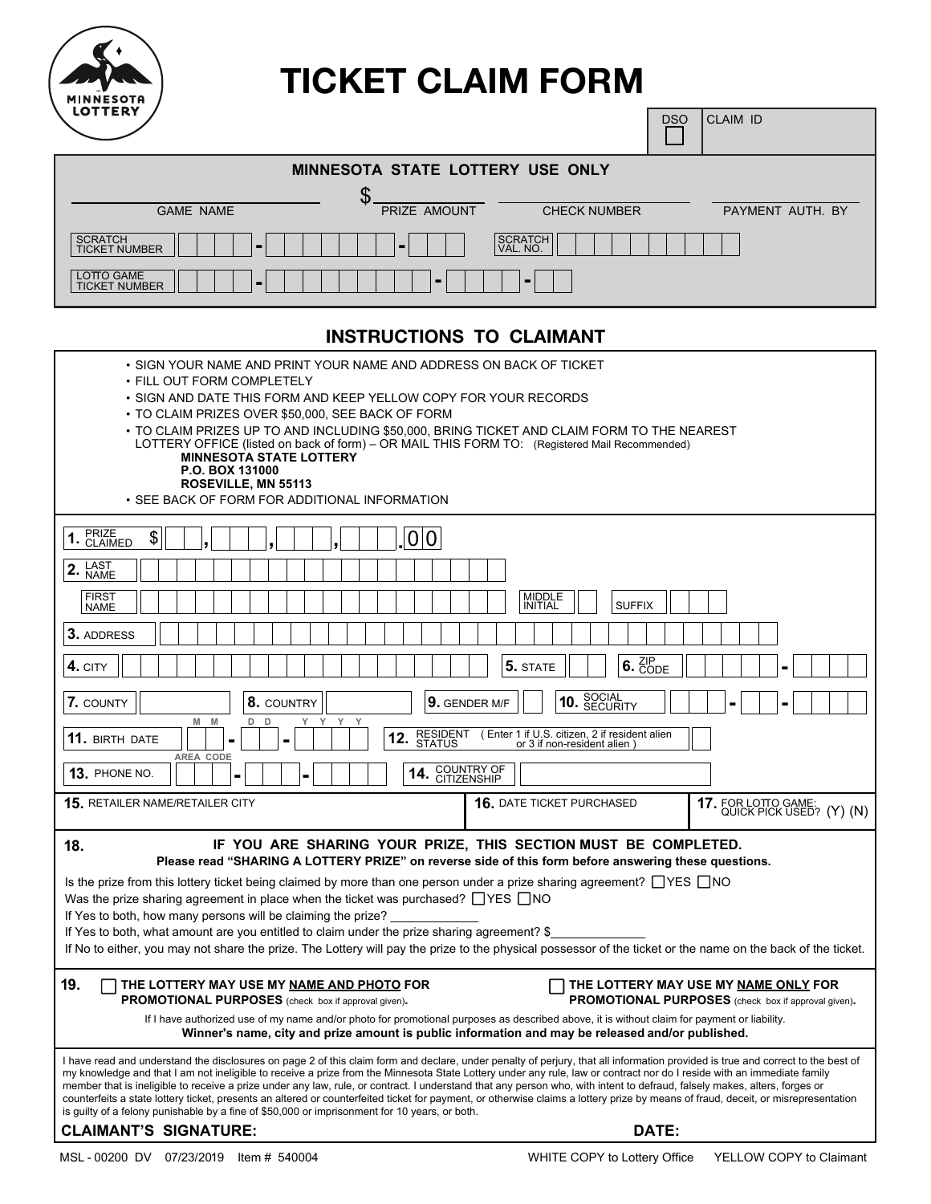MINNESOTA LOTTERY

# TICKET CLAIM FORM

| DSO ☐ | CLAIM ID |
|---|---|

## MINNESOTA STATE LOTTERY USE ONLY

| GAME NAME | $ PRIZE AMOUNT | CHECK NUMBER | PAYMENT AUTH. BY |
|---|---|---|---|
| | | | |

SCRATCH TICKET NUMBER ____ - ________ - ___ SCRATCH VAL. NO. ____________

LOTTO GAME TICKET NUMBER ____ - ________ - ____ - __

## INSTRUCTIONS TO CLAIMANT

- SIGN YOUR NAME AND PRINT YOUR NAME AND ADDRESS ON BACK OF TICKET
- FILL OUT FORM COMPLETELY
- SIGN AND DATE THIS FORM AND KEEP YELLOW COPY FOR YOUR RECORDS
- TO CLAIM PRIZES OVER $50,000, SEE BACK OF FORM
- TO CLAIM PRIZES UP TO AND INCLUDING $50,000, BRING TICKET AND CLAIM FORM TO THE NEAREST LOTTERY OFFICE (listed on back of form) – OR MAIL THIS FORM TO: (Registered Mail Recommended)
  **MINNESOTA STATE LOTTERY**
  **P.O. BOX 131000**
  **ROSEVILLE, MN 55113**
- SEE BACK OF FORM FOR ADDITIONAL INFORMATION

**1.** PRIZE CLAIMED $ ___,___,___,___.00

**2.** LAST NAME ____________

FIRST NAME ____________ MIDDLE INITIAL ___ SUFFIX ___

**3.** ADDRESS ____________

**4.** CITY ____________ **5.** STATE ___ **6.** ZIP CODE _____ - ____

**7.** COUNTY ______ **8.** COUNTRY ______ **9.** GENDER M/F ___ **10.** SOCIAL SECURITY ___ - __ - ____

**11.** BIRTH DATE (MM - DD - YYYY) __ - __ - ____ **12.** RESIDENT STATUS (Enter 1 if U.S. citizen, 2 if resident alien or 3 if non-resident alien) ___

**13.** PHONE NO. (AREA CODE) ___ - ___ - ____ **14.** COUNTRY OF CITIZENSHIP ______

| **15.** RETAILER NAME/RETAILER CITY | **16.** DATE TICKET PURCHASED | **17.** FOR LOTTO GAME: QUICK PICK USED? (Y) (N) |
|---|---|---|
| | | |

**18.** **IF YOU ARE SHARING YOUR PRIZE, THIS SECTION MUST BE COMPLETED.**
**Please read "SHARING A LOTTERY PRIZE" on reverse side of this form before answering these questions.**

Is the prize from this lottery ticket being claimed by more than one person under a prize sharing agreement? ☐YES ☐NO
Was the prize sharing agreement in place when the ticket was purchased? ☐YES ☐NO
If Yes to both, how many persons will be claiming the prize? ____________
If Yes to both, what amount are you entitled to claim under the prize sharing agreement? $____________
If No to either, you may not share the prize. The Lottery will pay the prize to the physical possessor of the ticket or the name on the back of the ticket.

**19.** ☐ **THE LOTTERY MAY USE MY NAME AND PHOTO FOR PROMOTIONAL PURPOSES** (check box if approval given). ☐ **THE LOTTERY MAY USE MY NAME ONLY FOR PROMOTIONAL PURPOSES** (check box if approval given).

If I have authorized use of my name and/or photo for promotional purposes as described above, it is without claim for payment or liability.
**Winner's name, city and prize amount is public information and may be released and/or published.**

I have read and understand the disclosures on page 2 of this claim form and declare, under penalty of perjury, that all information provided is true and correct to the best of my knowledge and that I am not ineligible to receive a prize from the Minnesota State Lottery under any rule, law or contract nor do I reside with an immediate family member that is ineligible to receive a prize under any law, rule, or contract. I understand that any person who, with intent to defraud, falsely makes, alters, forges or counterfeits a state lottery ticket, presents an altered or counterfeited ticket for payment, or otherwise claims a lottery prize by means of fraud, deceit, or misrepresentation is guilty of a felony punishable by a fine of $50,000 or imprisonment for 10 years, or both.

**CLAIMANT'S SIGNATURE:** ____________ **DATE:** ____________

MSL - 00200 DV 07/23/2019 Item # 540004 WHITE COPY to Lottery Office YELLOW COPY to Claimant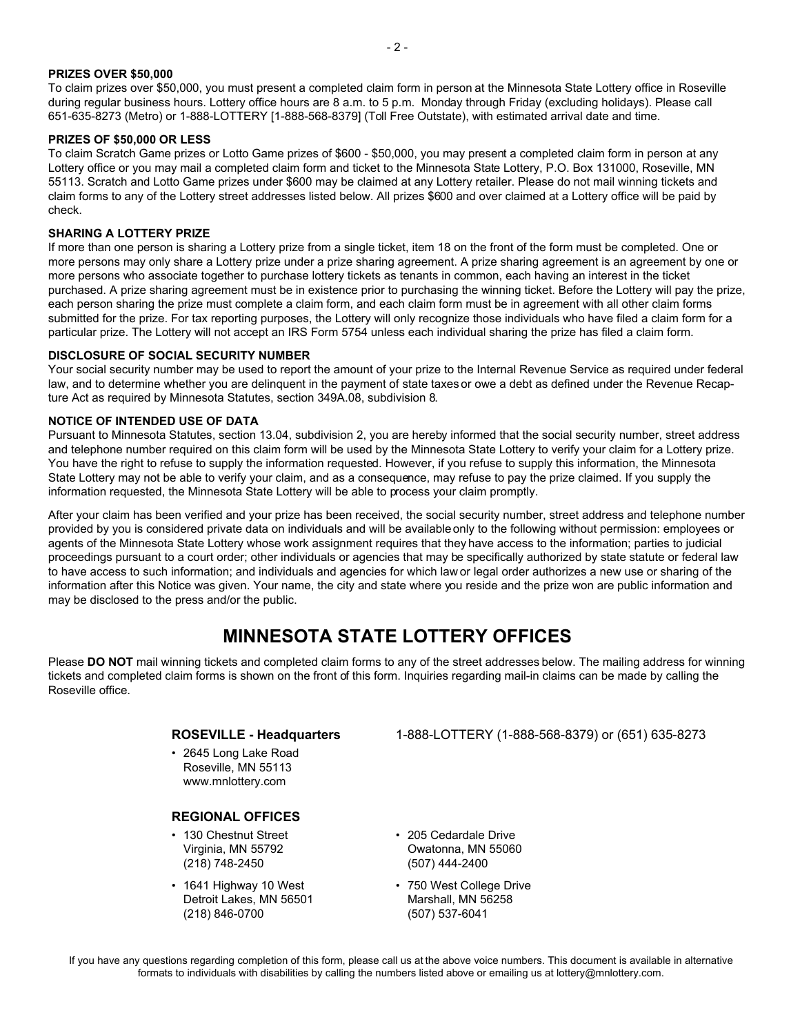**PRIZES OVER $50,000**

To claim prizes over $50,000, you must present a completed claim form in person at the Minnesota State Lottery office in Roseville during regular business hours. Lottery office hours are 8 a.m. to 5 p.m. Monday through Friday (excluding holidays). Please call 651-635-8273 (Metro) or 1-888-LOTTERY [1-888-568-8379] (Toll Free Outstate), with estimated arrival date and time.

**PRIZES OF $50,000 OR LESS**

To claim Scratch Game prizes or Lotto Game prizes of $600 - $50,000, you may present a completed claim form in person at any Lottery office or you may mail a completed claim form and ticket to the Minnesota State Lottery, P.O. Box 131000, Roseville, MN 55113. Scratch and Lotto Game prizes under $600 may be claimed at any Lottery retailer. Please do not mail winning tickets and claim forms to any of the Lottery street addresses listed below. All prizes $600 and over claimed at a Lottery office will be paid by check.

**SHARING A LOTTERY PRIZE**

If more than one person is sharing a Lottery prize from a single ticket, item 18 on the front of the form must be completed. One or more persons may only share a Lottery prize under a prize sharing agreement. A prize sharing agreement is an agreement by one or more persons who associate together to purchase lottery tickets as tenants in common, each having an interest in the ticket purchased. A prize sharing agreement must be in existence prior to purchasing the winning ticket. Before the Lottery will pay the prize, each person sharing the prize must complete a claim form, and each claim form must be in agreement with all other claim forms submitted for the prize. For tax reporting purposes, the Lottery will only recognize those individuals who have filed a claim form for a particular prize. The Lottery will not accept an IRS Form 5754 unless each individual sharing the prize has filed a claim form.

**DISCLOSURE OF SOCIAL SECURITY NUMBER**

Your social security number may be used to report the amount of your prize to the Internal Revenue Service as required under federal law, and to determine whether you are delinquent in the payment of state taxes or owe a debt as defined under the Revenue Recapture Act as required by Minnesota Statutes, section 349A.08, subdivision 8.

**NOTICE OF INTENDED USE OF DATA**

Pursuant to Minnesota Statutes, section 13.04, subdivision 2, you are hereby informed that the social security number, street address and telephone number required on this claim form will be used by the Minnesota State Lottery to verify your claim for a Lottery prize. You have the right to refuse to supply the information requested. However, if you refuse to supply this information, the Minnesota State Lottery may not be able to verify your claim, and as a consequence, may refuse to pay the prize claimed. If you supply the information requested, the Minnesota State Lottery will be able to process your claim promptly.

After your claim has been verified and your prize has been received, the social security number, street address and telephone number provided by you is considered private data on individuals and will be available only to the following without permission: employees or agents of the Minnesota State Lottery whose work assignment requires that they have access to the information; parties to judicial proceedings pursuant to a court order; other individuals or agencies that may be specifically authorized by state statute or federal law to have access to such information; and individuals and agencies for which law or legal order authorizes a new use or sharing of the information after this Notice was given. Your name, the city and state where you reside and the prize won are public information and may be disclosed to the press and/or the public.

## MINNESOTA STATE LOTTERY OFFICES

Please **DO NOT** mail winning tickets and completed claim forms to any of the street addresses below. The mailing address for winning tickets and completed claim forms is shown on the front of this form. Inquiries regarding mail-in claims can be made by calling the Roseville office.

**ROSEVILLE - Headquarters** 1-888-LOTTERY (1-888-568-8379) or (651) 635-8273

- 2645 Long Lake Road
  Roseville, MN 55113
  www.mnlottery.com

**REGIONAL OFFICES**

- 130 Chestnut Street
  Virginia, MN 55792
  (218) 748-2450
- 1641 Highway 10 West
  Detroit Lakes, MN 56501
  (218) 846-0700
- 205 Cedardale Drive
  Owatonna, MN 55060
  (507) 444-2400
- 750 West College Drive
  Marshall, MN 56258
  (507) 537-6041

If you have any questions regarding completion of this form, please call us at the above voice numbers. This document is available in alternative formats to individuals with disabilities by calling the numbers listed above or emailing us at lottery@mnlottery.com.